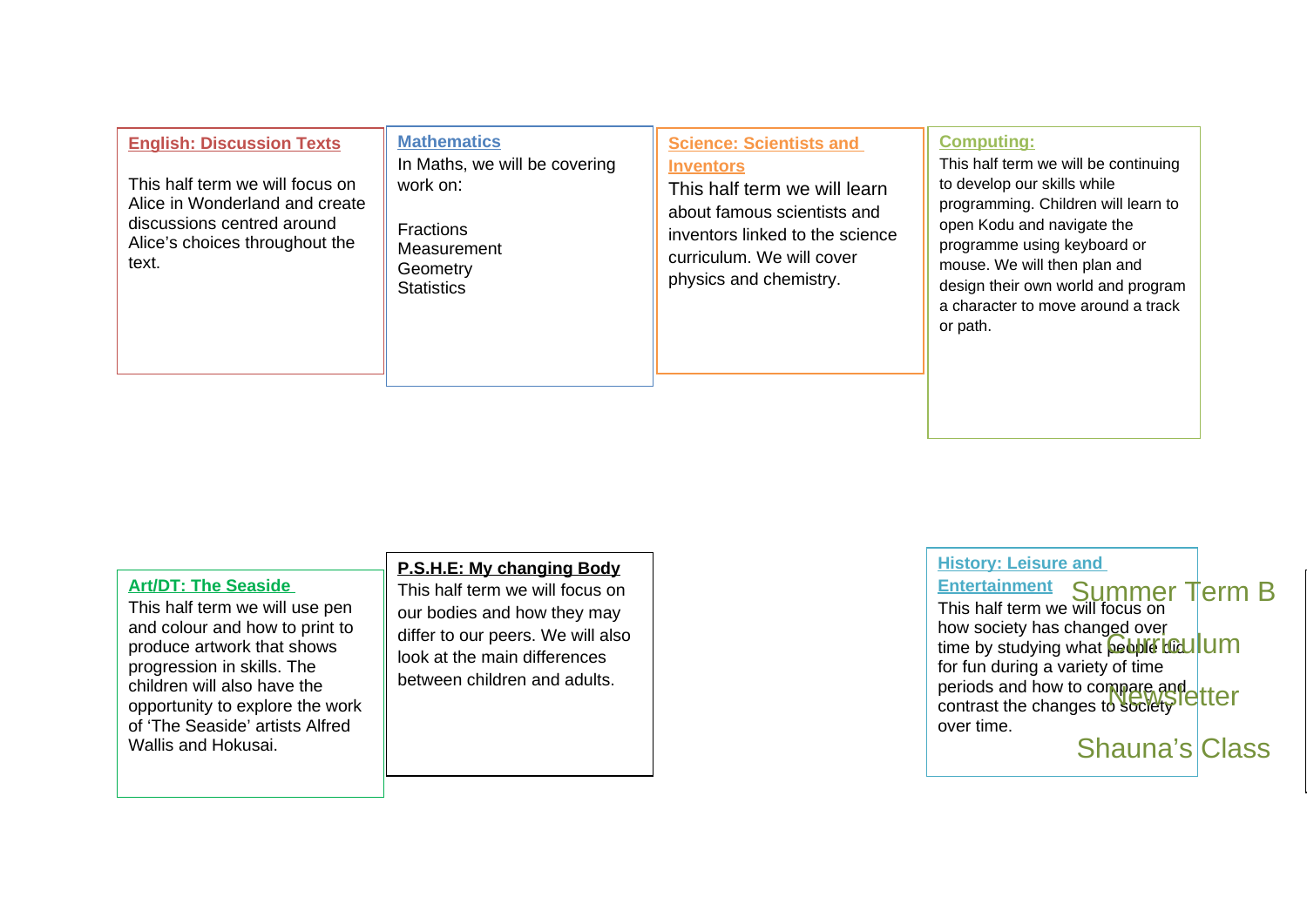# Summer Term B Curriculum Newsletter

## Shauna's Class

### English: Discussion Texts

This half term we will focus on Alice in Wonderland and create discussions centred around Alice's choices throughout the text.

### Mathematics

In Maths, we will be covering work on:

Fractions
Measurement
Geometry
Statistics

### Science: Scientists and Inventors

This half term we will learn about famous scientists and inventors linked to the science curriculum. We will cover physics and chemistry.

### Computing:

This half term we will be continuing to develop our skills while programming. Children will learn to open Kodu and navigate the programme using keyboard or mouse. We will then plan and design their own world and program a character to move around a track or path.

### Art/DT: The Seaside

This half term we will use pen and colour and how to print to produce artwork that shows progression in skills. The children will also have the opportunity to explore the work of 'The Seaside' artists Alfred Wallis and Hokusai.

### P.S.H.E: My changing Body

This half term we will focus on our bodies and how they may differ to our peers. We will also look at the main differences between children and adults.

### History: Leisure and Entertainment

This half term we will focus on how society has changed over time by studying what people did for fun during a variety of time periods and how to compare and contrast the changes to society over time.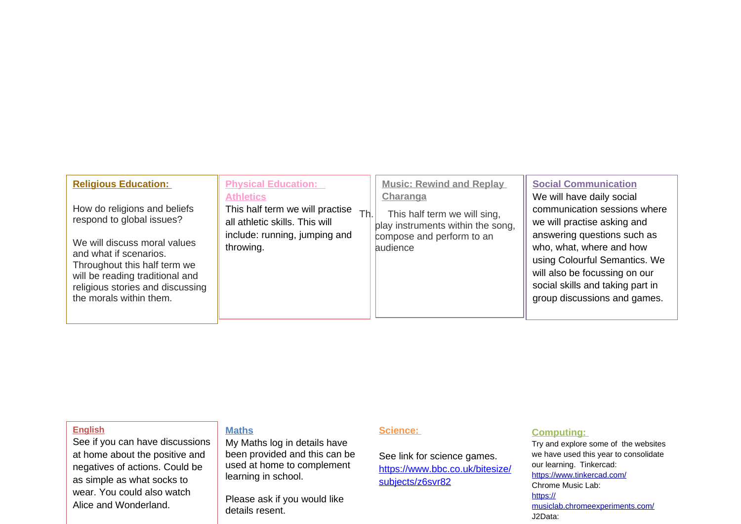**Religious Education:**

How do religions and beliefs respond to global issues?

We will discuss moral values and what if scenarios. Throughout this half term we will be reading traditional and religious stories and discussing the morals within them.

**Physical Education: Athletics**

This half term we will practise all athletic skills. This will include: running, jumping and throwing.

**Music: Rewind and Replay Charanga**

Th. This half term we will sing, play instruments within the song, compose and perform to an audience

**Social Communication**

We will have daily social communication sessions where we will practise asking and answering questions such as who, what, where and how using Colourful Semantics. We will also be focussing on our social skills and taking part in group discussions and games.

**English**

See if you can have discussions at home about the positive and negatives of actions. Could be as simple as what socks to wear. You could also watch Alice and Wonderland.

**Maths**

My Maths log in details have been provided and this can be used at home to complement learning in school.

Please ask if you would like details resent.

**Science:**

See link for science games.
https://www.bbc.co.uk/bitesize/subjects/z6svr82

**Computing:**

Try and explore some of the websites we have used this year to consolidate our learning. Tinkercad:
https://www.tinkercad.com/
Chrome Music Lab:
https://musiclab.chromeexperiments.com/
J2Data: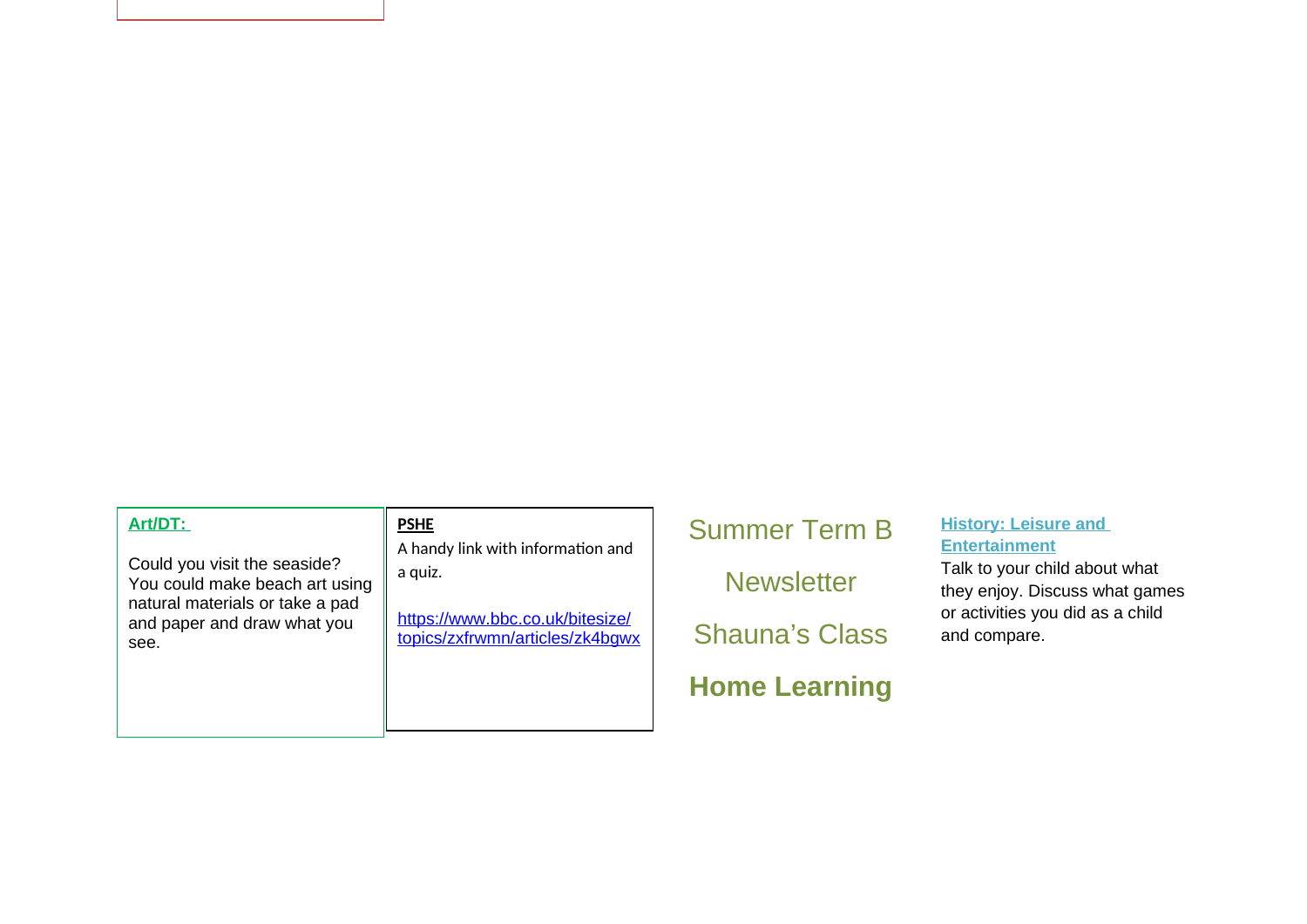**Art/DT:**

Could you visit the seaside? You could make beach art using natural materials or take a pad and paper and draw what you see.

**PSHE**

A handy link with information and a quiz.

https://www.bbc.co.uk/bitesize/topics/zxfrwmn/articles/zk4bgwx

Summer Term B

Newsletter

Shauna’s Class

**Home Learning**

**History: Leisure and Entertainment**

Talk to your child about what they enjoy. Discuss what games or activities you did as a child and compare.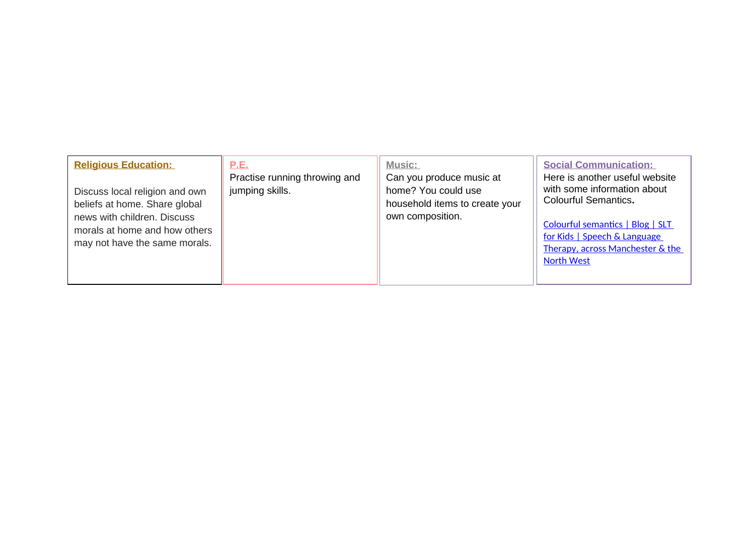| Religious Education: | P.E. | Music: | Social Communication: |
|---|---|---|---|
| Discuss local religion and own beliefs at home. Share global news with children. Discuss morals at home and how others may not have the same morals. | Practise running throwing and jumping skills. | Can you produce music at home? You could use household items to create your own composition. | Here is another useful website with some information about Colourful Semantics. Colourful semantics \| Blog \| SLT for Kids \| Speech & Language Therapy, across Manchester & the North West |